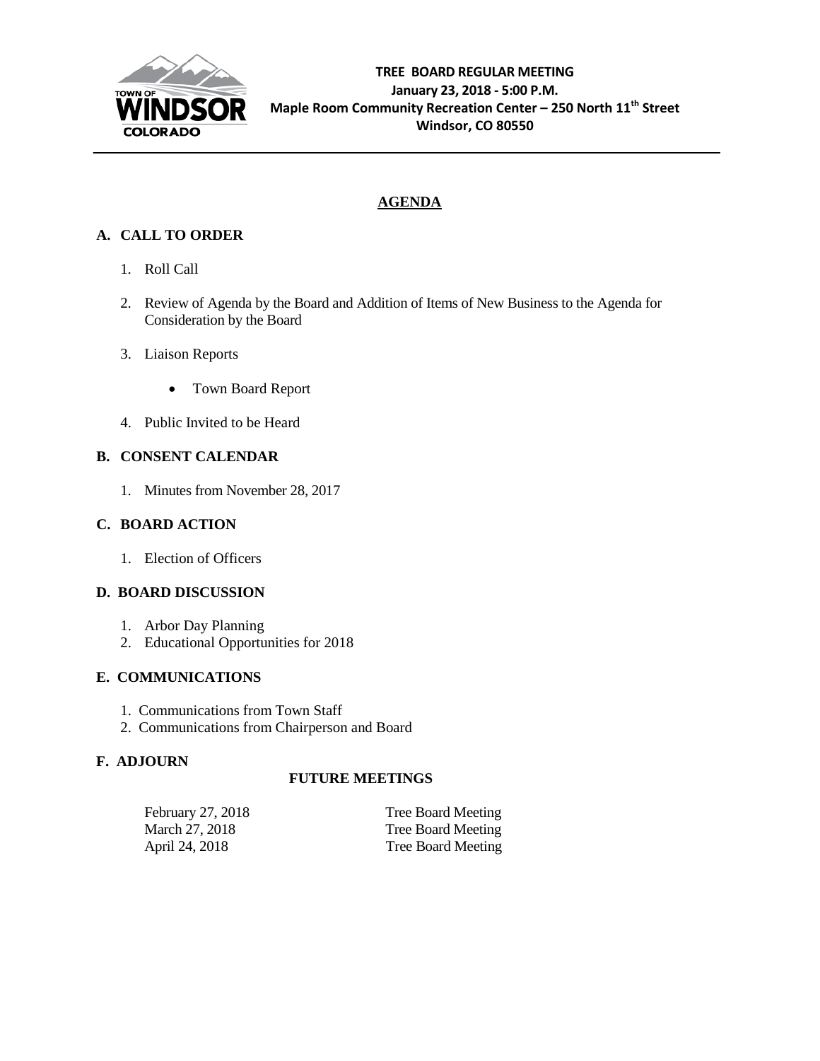**TREE BOARD REGULAR MEETING**
**January 23, 2018 - 5:00 P.M.**
**Maple Room Community Recreation Center – 250 North 11th Street**
**Windsor, CO 80550**

# AGENDA

## A. CALL TO ORDER

1. Roll Call
2. Review of Agenda by the Board and Addition of Items of New Business to the Agenda for Consideration by the Board
3. Liaison Reports
   - Town Board Report
4. Public Invited to be Heard

## B. CONSENT CALENDAR

1. Minutes from November 28, 2017

## C. BOARD ACTION

1. Election of Officers

## D. BOARD DISCUSSION

1. Arbor Day Planning
2. Educational Opportunities for 2018

## E. COMMUNICATIONS

1. Communications from Town Staff
2. Communications from Chairperson and Board

## F. ADJOURN

### FUTURE MEETINGS

| | |
|---|---|
| February 27, 2018 | Tree Board Meeting |
| March 27, 2018 | Tree Board Meeting |
| April 24, 2018 | Tree Board Meeting |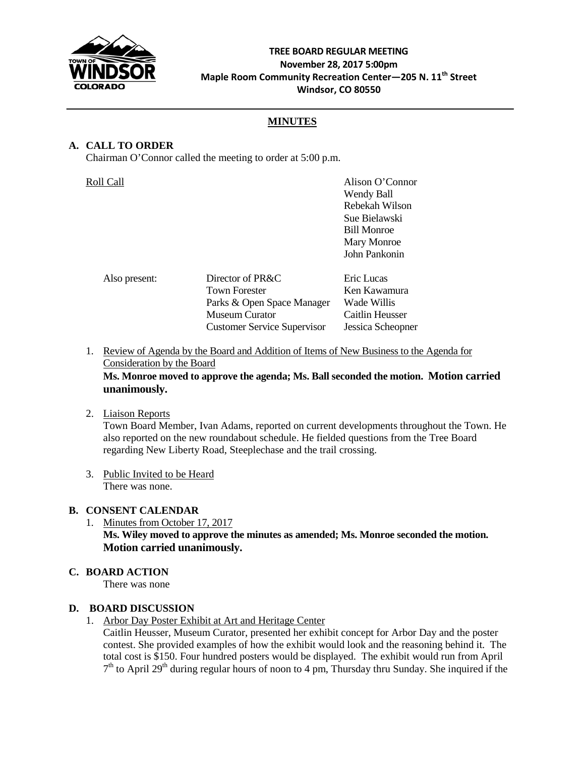**TREE BOARD REGULAR MEETING**
**November 28, 2017 5:00pm**
**Maple Room Community Recreation Center—205 N. 11th Street**
**Windsor, CO 80550**

## MINUTES

### A. CALL TO ORDER

Chairman O'Connor called the meeting to order at 5:00 p.m.

Roll Call

- Alison O'Connor
- Wendy Ball
- Rebekah Wilson
- Sue Bielawski
- Bill Monroe
- Mary Monroe
- John Pankonin

Also present:

| | |
|---|---|
| Director of PR&C | Eric Lucas |
| Town Forester | Ken Kawamura |
| Parks & Open Space Manager | Wade Willis |
| Museum Curator | Caitlin Heusser |
| Customer Service Supervisor | Jessica Scheopner |

1. Review of Agenda by the Board and Addition of Items of New Business to the Agenda for Consideration by the Board
   **Ms. Monroe moved to approve the agenda; Ms. Ball seconded the motion. Motion carried unanimously.**

2. Liaison Reports
   Town Board Member, Ivan Adams, reported on current developments throughout the Town. He also reported on the new roundabout schedule. He fielded questions from the Tree Board regarding New Liberty Road, Steeplechase and the trail crossing.

3. Public Invited to be Heard
   There was none.

### B. CONSENT CALENDAR

1. Minutes from October 17, 2017
   **Ms. Wiley moved to approve the minutes as amended; Ms. Monroe seconded the motion. Motion carried unanimously.**

### C. BOARD ACTION

There was none

### D. BOARD DISCUSSION

1. Arbor Day Poster Exhibit at Art and Heritage Center
   Caitlin Heusser, Museum Curator, presented her exhibit concept for Arbor Day and the poster contest. She provided examples of how the exhibit would look and the reasoning behind it. The total cost is $150. Four hundred posters would be displayed. The exhibit would run from April 7th to April 29th during regular hours of noon to 4 pm, Thursday thru Sunday. She inquired if the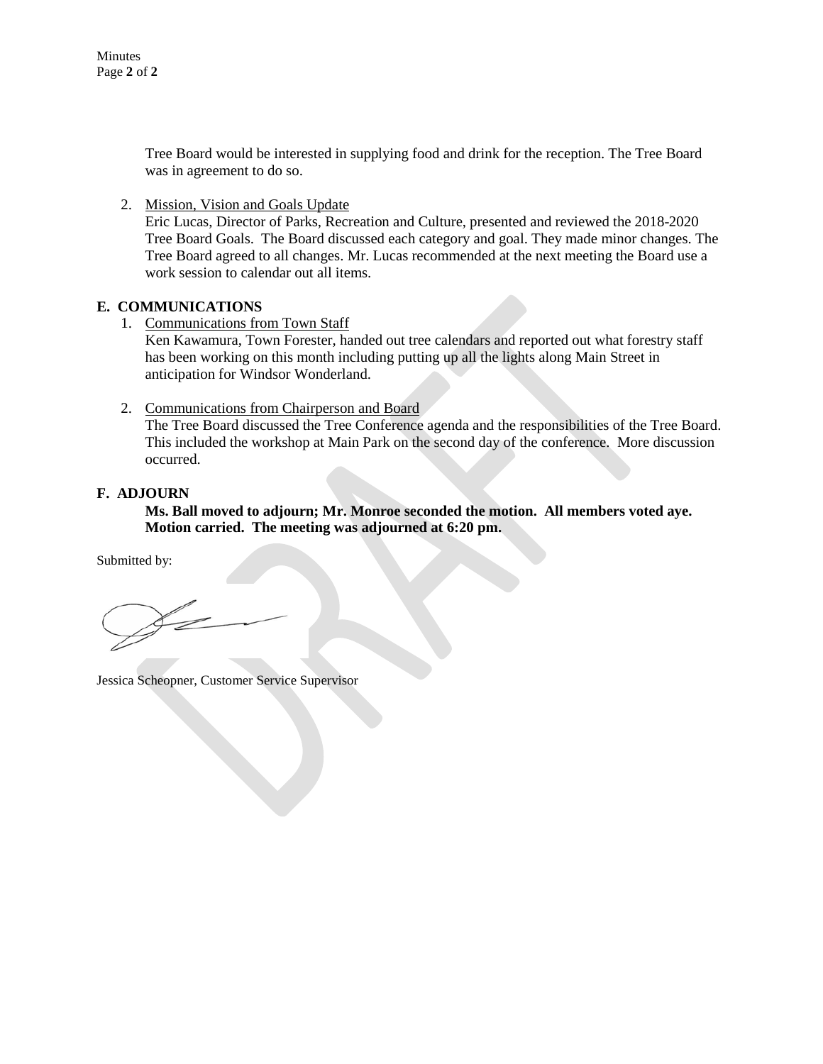Tree Board would be interested in supplying food and drink for the reception. The Tree Board was in agreement to do so.

2. Mission, Vision and Goals Update
   Eric Lucas, Director of Parks, Recreation and Culture, presented and reviewed the 2018-2020 Tree Board Goals. The Board discussed each category and goal. They made minor changes. The Tree Board agreed to all changes. Mr. Lucas recommended at the next meeting the Board use a work session to calendar out all items.

## E. COMMUNICATIONS

1. Communications from Town Staff
   Ken Kawamura, Town Forester, handed out tree calendars and reported out what forestry staff has been working on this month including putting up all the lights along Main Street in anticipation for Windsor Wonderland.

2. Communications from Chairperson and Board
   The Tree Board discussed the Tree Conference agenda and the responsibilities of the Tree Board. This included the workshop at Main Park on the second day of the conference. More discussion occurred.

## F. ADJOURN

**Ms. Ball moved to adjourn; Mr. Monroe seconded the motion. All members voted aye. Motion carried. The meeting was adjourned at 6:20 pm.**

Submitted by:

Jessica Scheopner, Customer Service Supervisor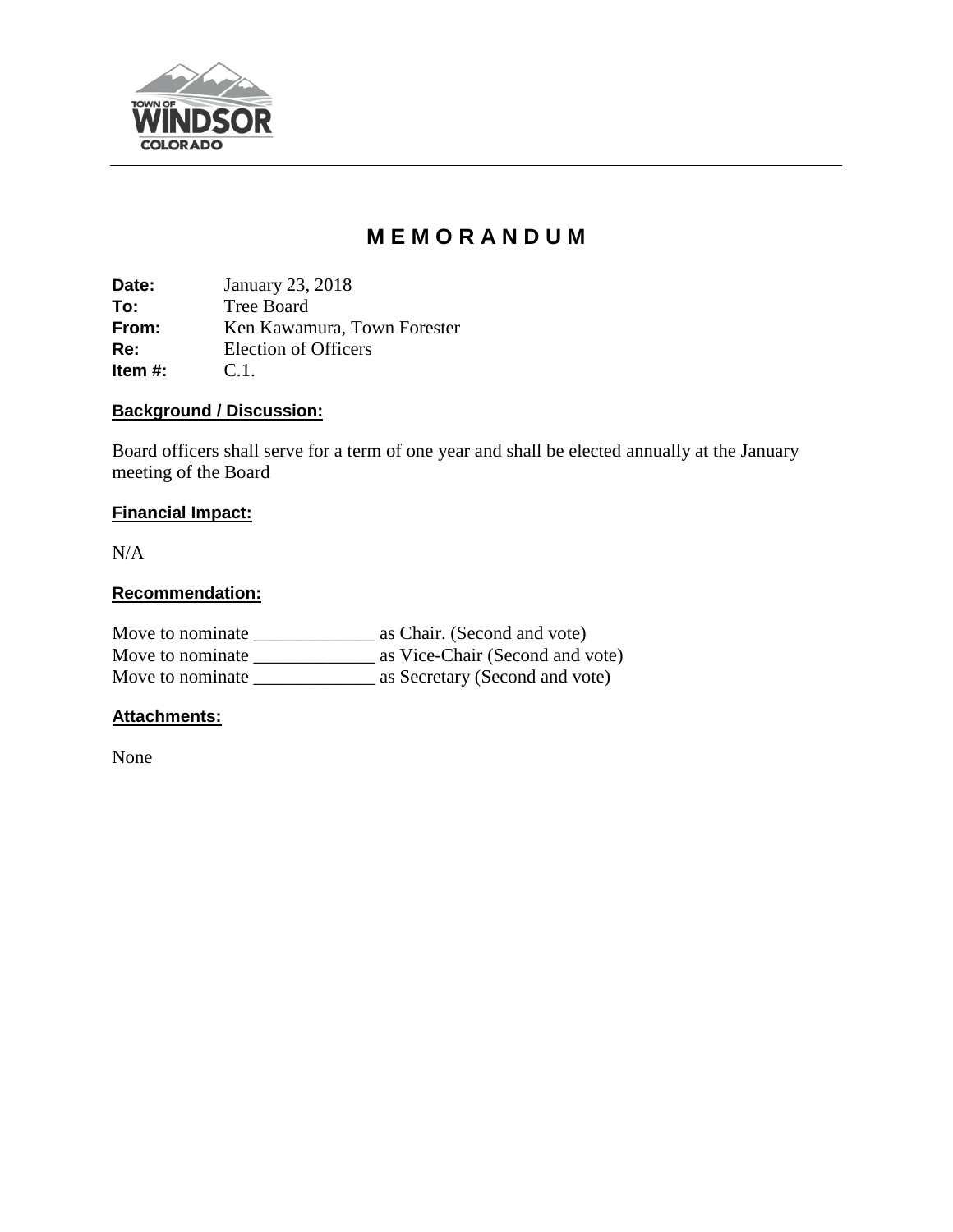# MEMORANDUM

**Date:** January 23, 2018
**To:** Tree Board
**From:** Ken Kawamura, Town Forester
**Re:** Election of Officers
**Item #:** C.1.

**Background / Discussion:**

Board officers shall serve for a term of one year and shall be elected annually at the January meeting of the Board

**Financial Impact:**

N/A

**Recommendation:**

Move to nominate _____________ as Chair. (Second and vote)
Move to nominate _____________ as Vice-Chair (Second and vote)
Move to nominate _____________ as Secretary (Second and vote)

**Attachments:**

None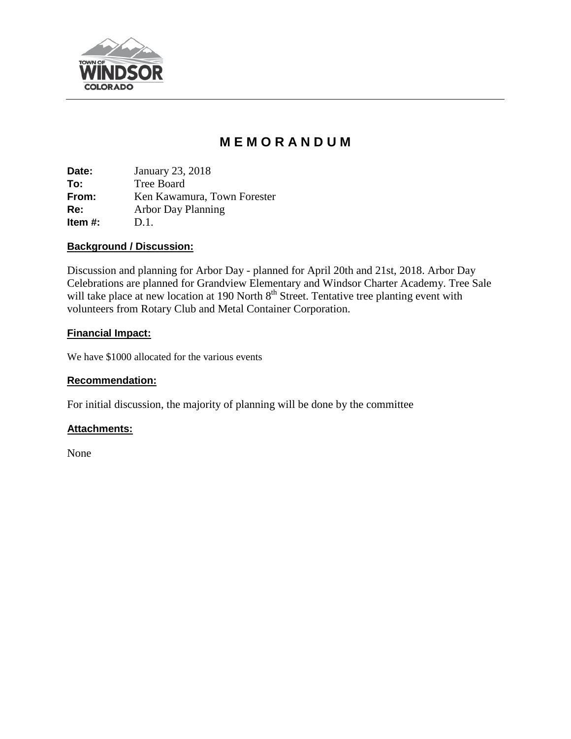# MEMORANDUM

**Date:** January 23, 2018
**To:** Tree Board
**From:** Ken Kawamura, Town Forester
**Re:** Arbor Day Planning
**Item #:** D.1.

## Background / Discussion:

Discussion and planning for Arbor Day - planned for April 20th and 21st, 2018. Arbor Day Celebrations are planned for Grandview Elementary and Windsor Charter Academy. Tree Sale will take place at new location at 190 North 8th Street. Tentative tree planting event with volunteers from Rotary Club and Metal Container Corporation.

## Financial Impact:

We have $1000 allocated for the various events

## Recommendation:

For initial discussion, the majority of planning will be done by the committee

## Attachments:

None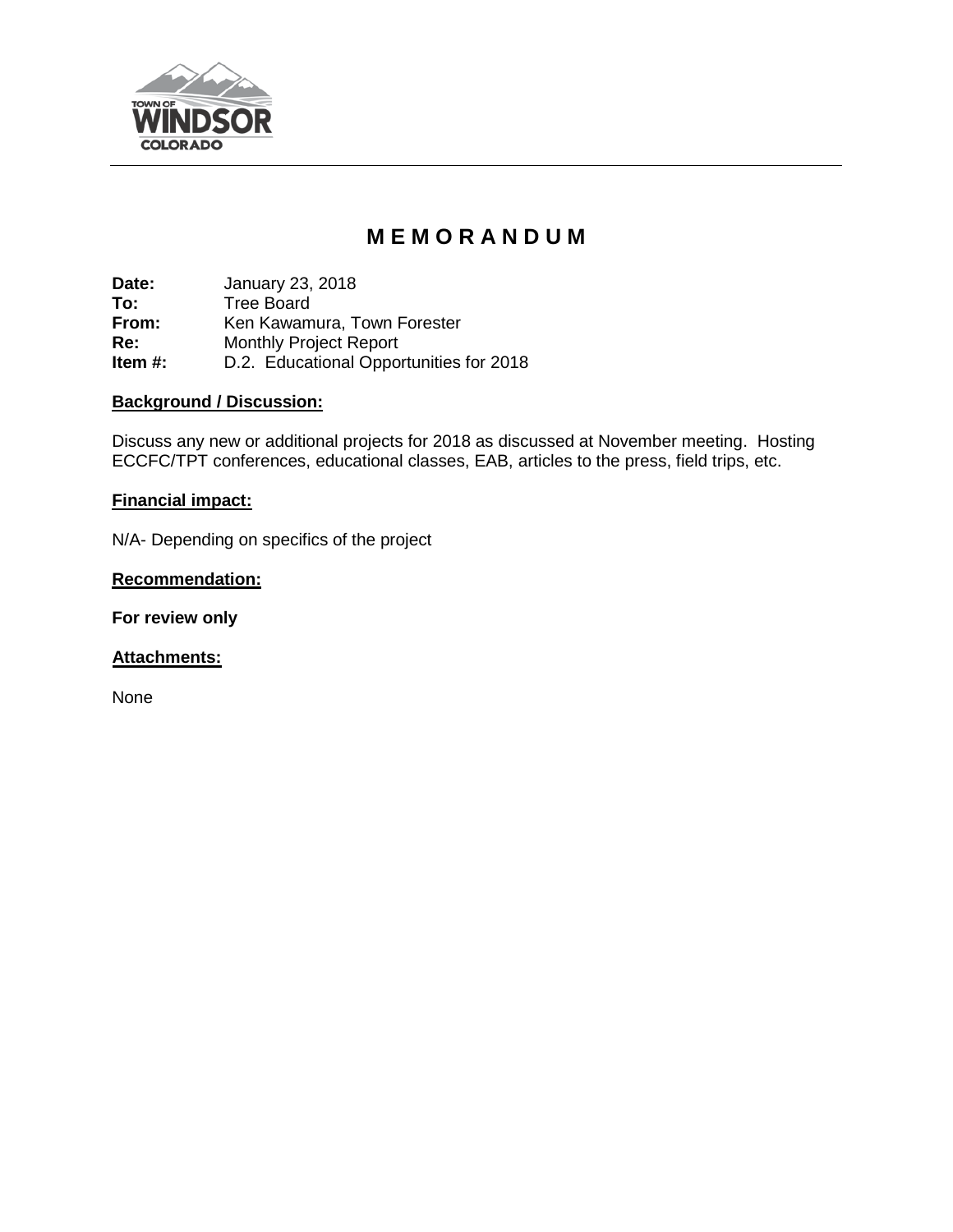# M E M O R A N D U M

**Date:** January 23, 2018
**To:** Tree Board
**From:** Ken Kawamura, Town Forester
**Re:** Monthly Project Report
**Item #:** D.2. Educational Opportunities for 2018

## Background / Discussion:

Discuss any new or additional projects for 2018 as discussed at November meeting. Hosting ECCFC/TPT conferences, educational classes, EAB, articles to the press, field trips, etc.

## Financial impact:

N/A- Depending on specifics of the project

## Recommendation:

**For review only**

## Attachments:

None